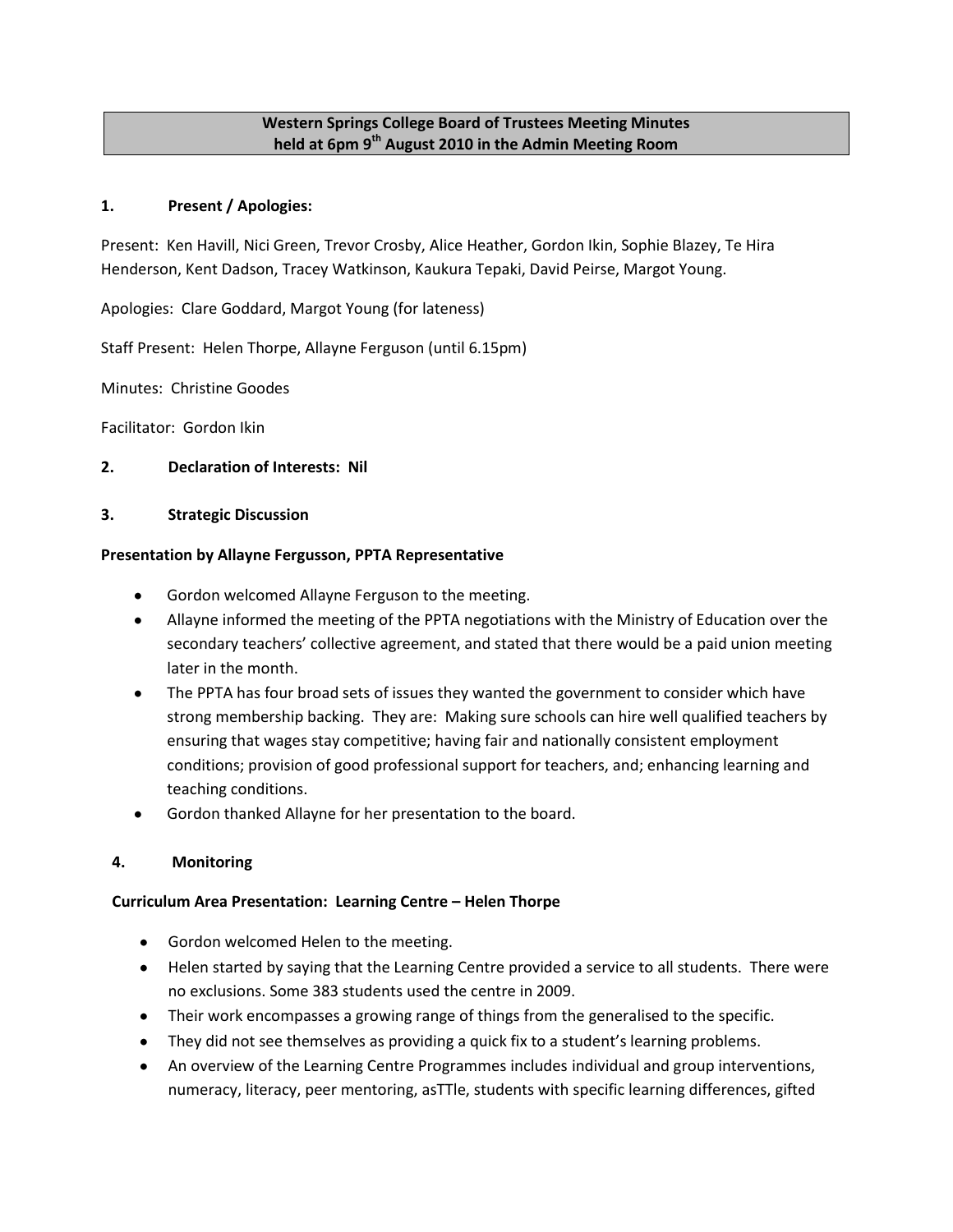# Western Springs College Board of Trustees Meeting Minutes held at 6pm 9th August 2010 in the Admin Meeting Room

## 1. Present / Apologies:

Present: Ken Havill, Nici Green, Trevor Crosby, Alice Heather, Gordon Ikin, Sophie Blazey, Te Hira Henderson, Kent Dadson, Tracey Watkinson, Kaukura Tepaki, David Peirse, Margot Young.

Apologies: Clare Goddard, Margot Young (for lateness)

Staff Present: Helen Thorpe, Allayne Ferguson (until 6.15pm)

Minutes: Christine Goodes

Facilitator: Gordon Ikin

## 2. Declaration of Interests: Nil

## 3. Strategic Discussion

**Presentation by Allayne Fergusson, PPTA Representative**

- Gordon welcomed Allayne Ferguson to the meeting.
- Allayne informed the meeting of the PPTA negotiations with the Ministry of Education over the secondary teachers' collective agreement, and stated that there would be a paid union meeting later in the month.
- The PPTA has four broad sets of issues they wanted the government to consider which have strong membership backing. They are: Making sure schools can hire well qualified teachers by ensuring that wages stay competitive; having fair and nationally consistent employment conditions; provision of good professional support for teachers, and; enhancing learning and teaching conditions.
- Gordon thanked Allayne for her presentation to the board.

## 4. Monitoring

**Curriculum Area Presentation: Learning Centre – Helen Thorpe**

- Gordon welcomed Helen to the meeting.
- Helen started by saying that the Learning Centre provided a service to all students. There were no exclusions. Some 383 students used the centre in 2009.
- Their work encompasses a growing range of things from the generalised to the specific.
- They did not see themselves as providing a quick fix to a student's learning problems.
- An overview of the Learning Centre Programmes includes individual and group interventions, numeracy, literacy, peer mentoring, asTTle, students with specific learning differences, gifted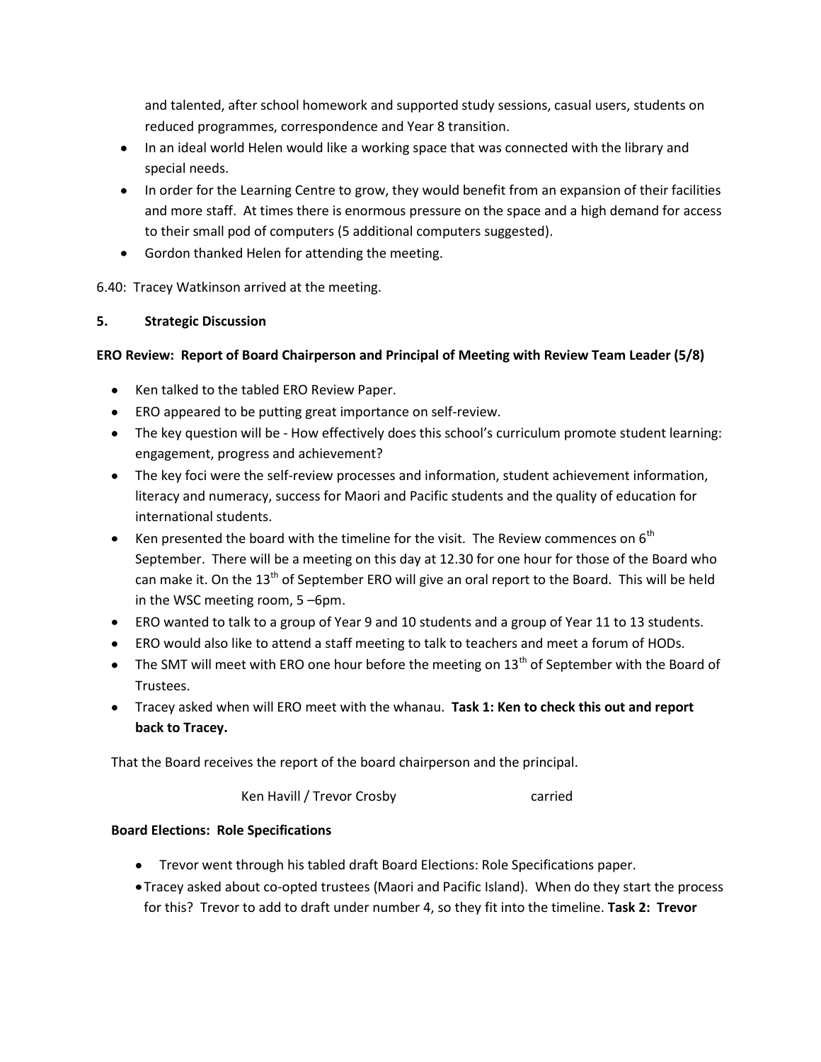and talented, after school homework and supported study sessions, casual users, students on reduced programmes, correspondence and Year 8 transition.

- In an ideal world Helen would like a working space that was connected with the library and special needs.
- In order for the Learning Centre to grow, they would benefit from an expansion of their facilities and more staff. At times there is enormous pressure on the space and a high demand for access to their small pod of computers (5 additional computers suggested).
- Gordon thanked Helen for attending the meeting.

6.40: Tracey Watkinson arrived at the meeting.

**5. Strategic Discussion**

**ERO Review: Report of Board Chairperson and Principal of Meeting with Review Team Leader (5/8)**

- Ken talked to the tabled ERO Review Paper.
- ERO appeared to be putting great importance on self-review.
- The key question will be - How effectively does this school's curriculum promote student learning: engagement, progress and achievement?
- The key foci were the self-review processes and information, student achievement information, literacy and numeracy, success for Maori and Pacific students and the quality of education for international students.
- Ken presented the board with the timeline for the visit. The Review commences on 6th September. There will be a meeting on this day at 12.30 for one hour for those of the Board who can make it. On the 13th of September ERO will give an oral report to the Board. This will be held in the WSC meeting room, 5 –6pm.
- ERO wanted to talk to a group of Year 9 and 10 students and a group of Year 11 to 13 students.
- ERO would also like to attend a staff meeting to talk to teachers and meet a forum of HODs.
- The SMT will meet with ERO one hour before the meeting on 13th of September with the Board of Trustees.
- Tracey asked when will ERO meet with the whanau. **Task 1: Ken to check this out and report back to Tracey.**

That the Board receives the report of the board chairperson and the principal.

Ken Havill / Trevor Crosby carried

**Board Elections: Role Specifications**

- Trevor went through his tabled draft Board Elections: Role Specifications paper.
- Tracey asked about co-opted trustees (Maori and Pacific Island). When do they start the process for this? Trevor to add to draft under number 4, so they fit into the timeline. **Task 2: Trevor**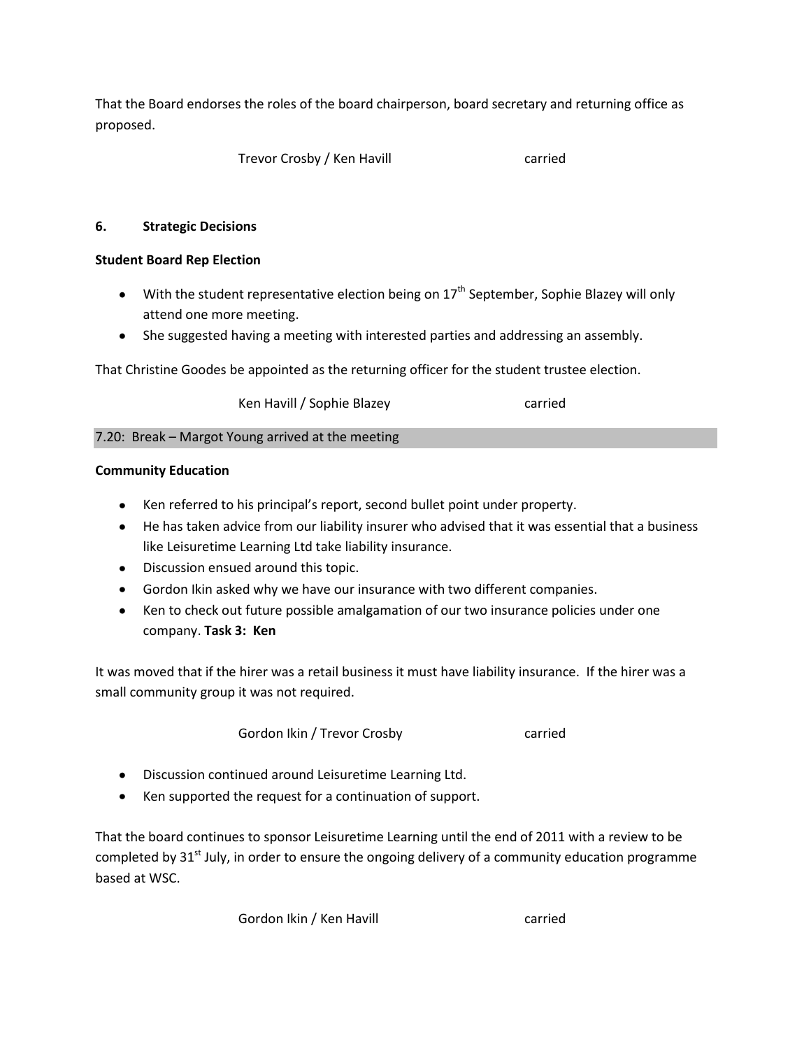That the Board endorses the roles of the board chairperson, board secretary and returning office as proposed.

Trevor Crosby / Ken Havill carried

**6. Strategic Decisions**

**Student Board Rep Election**

- With the student representative election being on 17th September, Sophie Blazey will only attend one more meeting.
- She suggested having a meeting with interested parties and addressing an assembly.

That Christine Goodes be appointed as the returning officer for the student trustee election.

Ken Havill / Sophie Blazey carried

7.20: Break – Margot Young arrived at the meeting

**Community Education**

- Ken referred to his principal's report, second bullet point under property.
- He has taken advice from our liability insurer who advised that it was essential that a business like Leisuretime Learning Ltd take liability insurance.
- Discussion ensued around this topic.
- Gordon Ikin asked why we have our insurance with two different companies.
- Ken to check out future possible amalgamation of our two insurance policies under one company. **Task 3: Ken**

It was moved that if the hirer was a retail business it must have liability insurance. If the hirer was a small community group it was not required.

Gordon Ikin / Trevor Crosby carried

- Discussion continued around Leisuretime Learning Ltd.
- Ken supported the request for a continuation of support.

That the board continues to sponsor Leisuretime Learning until the end of 2011 with a review to be completed by 31st July, in order to ensure the ongoing delivery of a community education programme based at WSC.

Gordon Ikin / Ken Havill carried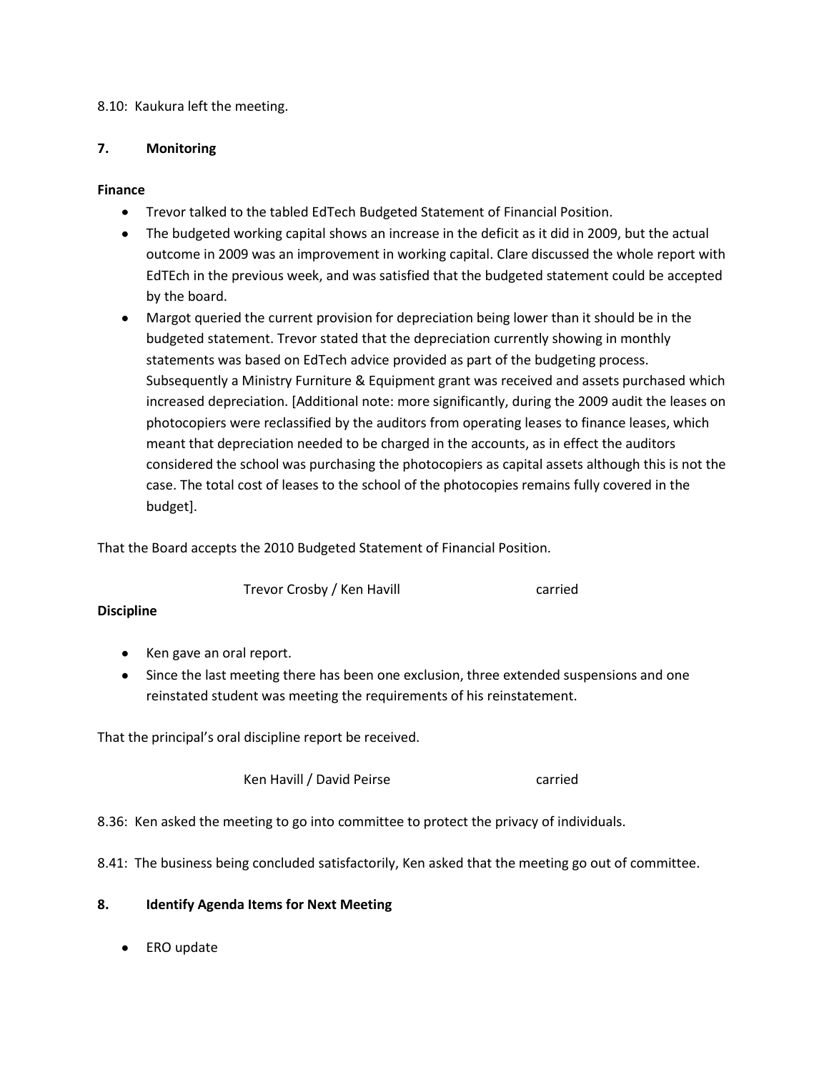8.10: Kaukura left the meeting.

## 7. Monitoring

**Finance**

- Trevor talked to the tabled EdTech Budgeted Statement of Financial Position.
- The budgeted working capital shows an increase in the deficit as it did in 2009, but the actual outcome in 2009 was an improvement in working capital. Clare discussed the whole report with EdTEch in the previous week, and was satisfied that the budgeted statement could be accepted by the board.
- Margot queried the current provision for depreciation being lower than it should be in the budgeted statement. Trevor stated that the depreciation currently showing in monthly statements was based on EdTech advice provided as part of the budgeting process. Subsequently a Ministry Furniture & Equipment grant was received and assets purchased which increased depreciation. [Additional note: more significantly, during the 2009 audit the leases on photocopiers were reclassified by the auditors from operating leases to finance leases, which meant that depreciation needed to be charged in the accounts, as in effect the auditors considered the school was purchasing the photocopiers as capital assets although this is not the case. The total cost of leases to the school of the photocopies remains fully covered in the budget].

That the Board accepts the 2010 Budgeted Statement of Financial Position.

Trevor Crosby / Ken Havill carried

**Discipline**

- Ken gave an oral report.
- Since the last meeting there has been one exclusion, three extended suspensions and one reinstated student was meeting the requirements of his reinstatement.

That the principal's oral discipline report be received.

Ken Havill / David Peirse carried

8.36: Ken asked the meeting to go into committee to protect the privacy of individuals.

8.41: The business being concluded satisfactorily, Ken asked that the meeting go out of committee.

## 8. Identify Agenda Items for Next Meeting

- ERO update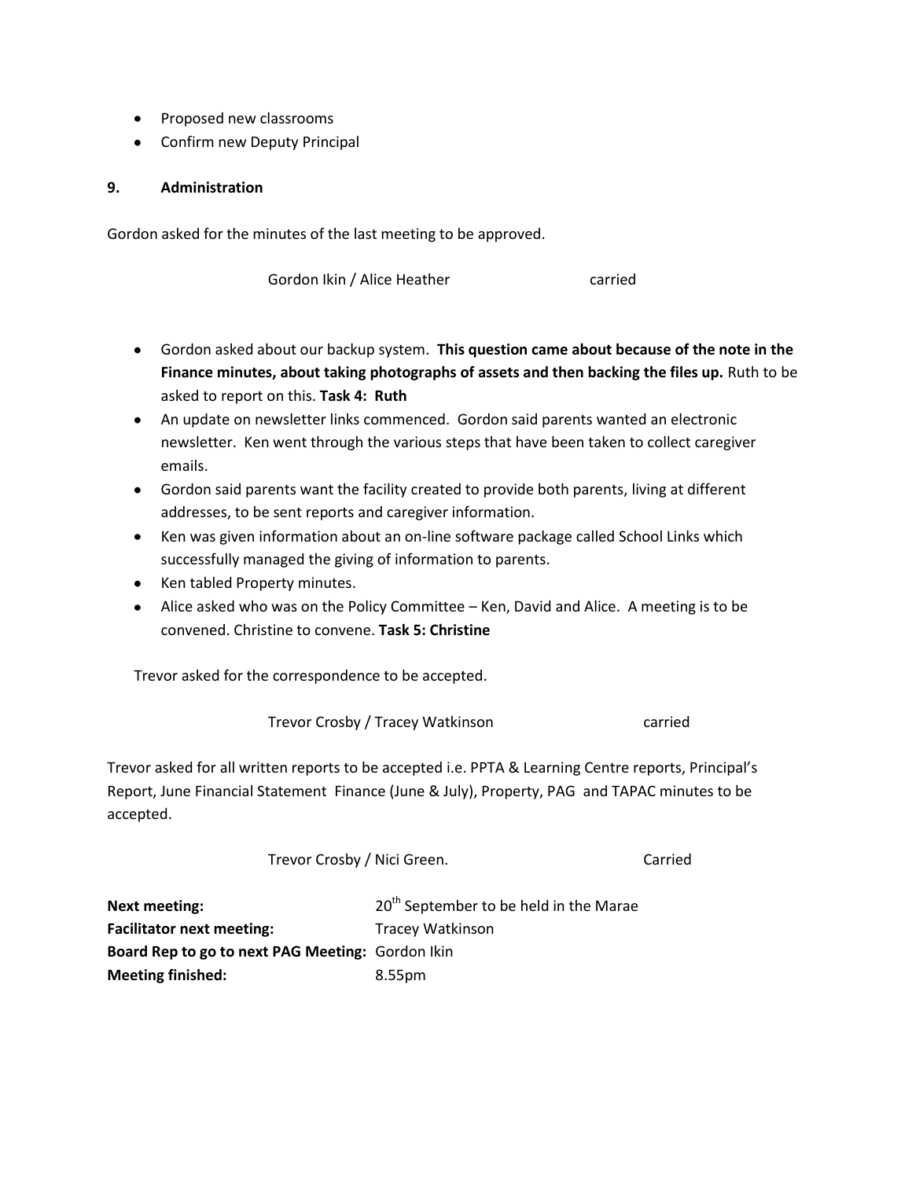- Proposed new classrooms
- Confirm new Deputy Principal

**9. Administration**

Gordon asked for the minutes of the last meeting to be approved.

Gordon Ikin / Alice Heather carried

- Gordon asked about our backup system. **This question came about because of the note in the Finance minutes, about taking photographs of assets and then backing the files up.** Ruth to be asked to report on this. **Task 4: Ruth**
- An update on newsletter links commenced. Gordon said parents wanted an electronic newsletter. Ken went through the various steps that have been taken to collect caregiver emails.
- Gordon said parents want the facility created to provide both parents, living at different addresses, to be sent reports and caregiver information.
- Ken was given information about an on-line software package called School Links which successfully managed the giving of information to parents.
- Ken tabled Property minutes.
- Alice asked who was on the Policy Committee – Ken, David and Alice. A meeting is to be convened. Christine to convene. **Task 5: Christine**

Trevor asked for the correspondence to be accepted.

Trevor Crosby / Tracey Watkinson carried

Trevor asked for all written reports to be accepted i.e. PPTA & Learning Centre reports, Principal's Report, June Financial Statement Finance (June & July), Property, PAG and TAPAC minutes to be accepted.

Trevor Crosby / Nici Green. Carried

**Next meeting:** 20th September to be held in the Marae
**Facilitator next meeting:** Tracey Watkinson
**Board Rep to go to next PAG Meeting:** Gordon Ikin
**Meeting finished:** 8.55pm